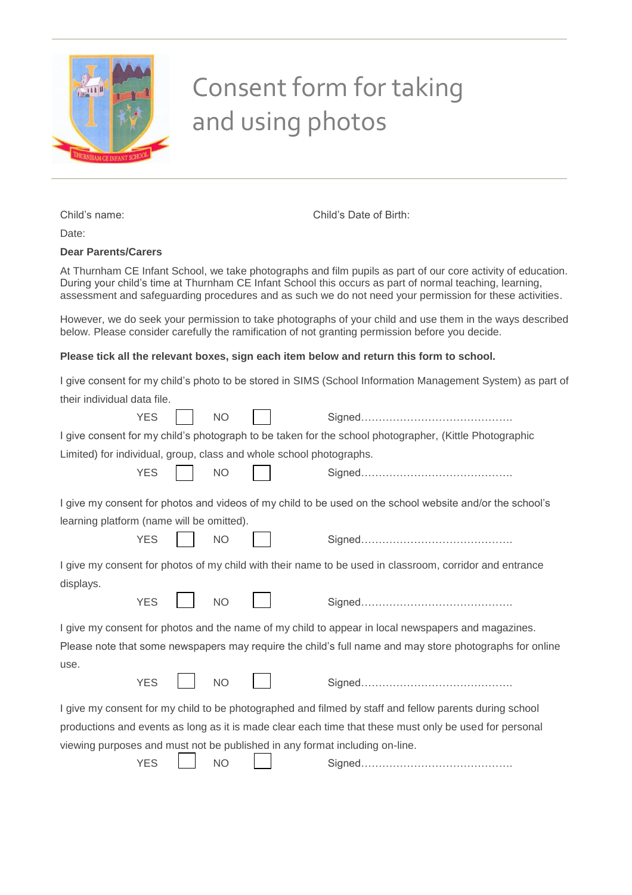# Consent form for taking and using photos

Child's name: Child's Date of Birth:

Date:

**Dear Parents/Carers**

At Thurnham CE Infant School, we take photographs and film pupils as part of our core activity of education. During your child's time at Thurnham CE Infant School this occurs as part of normal teaching, learning, assessment and safeguarding procedures and as such we do not need your permission for these activities.

However, we do seek your permission to take photographs of your child and use them in the ways described below. Please consider carefully the ramification of not granting permission before you decide.

**Please tick all the relevant boxes, sign each item below and return this form to school.**

I give consent for my child's photo to be stored in SIMS (School Information Management System) as part of their individual data file.

YES ☐ NO ☐ Signed……………………………………

I give consent for my child's photograph to be taken for the school photographer, (Kittle Photographic Limited) for individual, group, class and whole school photographs.

YES ☐ NO ☐ Signed……………………………………

I give my consent for photos and videos of my child to be used on the school website and/or the school's learning platform (name will be omitted).

YES ☐ NO ☐ Signed……………………………………

I give my consent for photos of my child with their name to be used in classroom, corridor and entrance displays.

YES ☐ NO ☐ Signed……………………………………

I give my consent for photos and the name of my child to appear in local newspapers and magazines. Please note that some newspapers may require the child's full name and may store photographs for online use.

YES ☐ NO ☐ Signed……………………………………

I give my consent for my child to be photographed and filmed by staff and fellow parents during school productions and events as long as it is made clear each time that these must only be used for personal viewing purposes and must not be published in any format including on-line.

YES ☐ NO ☐ Signed……………………………………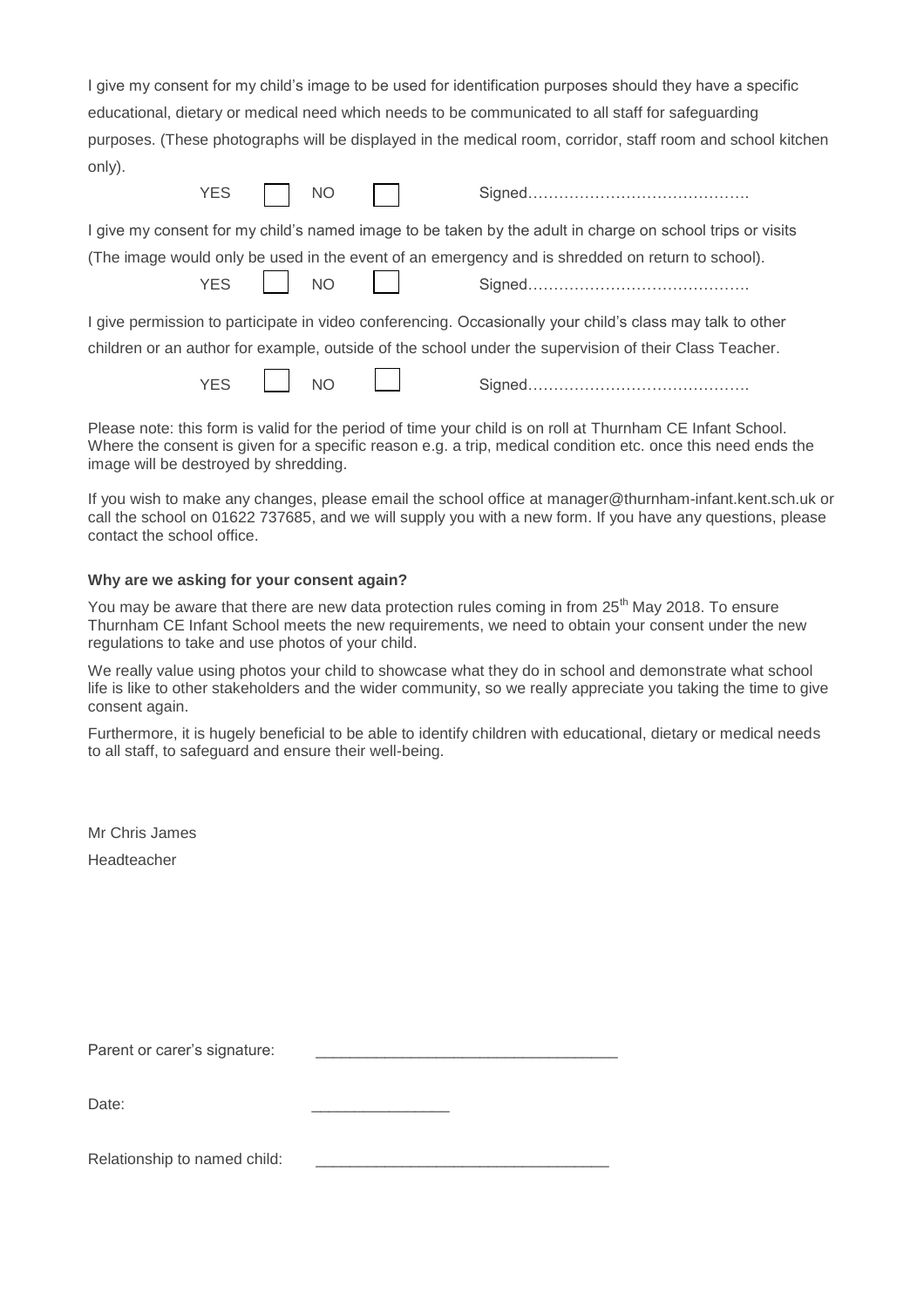I give my consent for my child's image to be used for identification purposes should they have a specific educational, dietary or medical need which needs to be communicated to all staff for safeguarding purposes. (These photographs will be displayed in the medical room, corridor, staff room and school kitchen only).

YES ☐ NO ☐ Signed…………………………………….

I give my consent for my child's named image to be taken by the adult in charge on school trips or visits (The image would only be used in the event of an emergency and is shredded on return to school).

YES ☐ NO ☐ Signed…………………………………….

I give permission to participate in video conferencing. Occasionally your child's class may talk to other children or an author for example, outside of the school under the supervision of their Class Teacher.

YES ☐ NO ☐ Signed…………………………………….

Please note: this form is valid for the period of time your child is on roll at Thurnham CE Infant School. Where the consent is given for a specific reason e.g. a trip, medical condition etc. once this need ends the image will be destroyed by shredding.

If you wish to make any changes, please email the school office at manager@thurnham-infant.kent.sch.uk or call the school on 01622 737685, and we will supply you with a new form. If you have any questions, please contact the school office.

**Why are we asking for your consent again?**

You may be aware that there are new data protection rules coming in from 25th May 2018. To ensure Thurnham CE Infant School meets the new requirements, we need to obtain your consent under the new regulations to take and use photos of your child.

We really value using photos your child to showcase what they do in school and demonstrate what school life is like to other stakeholders and the wider community, so we really appreciate you taking the time to give consent again.

Furthermore, it is hugely beneficial to be able to identify children with educational, dietary or medical needs to all staff, to safeguard and ensure their well-being.

Mr Chris James

Headteacher

Parent or carer's signature: ___________________________________

Date: ________________

Relationship to named child: __________________________________